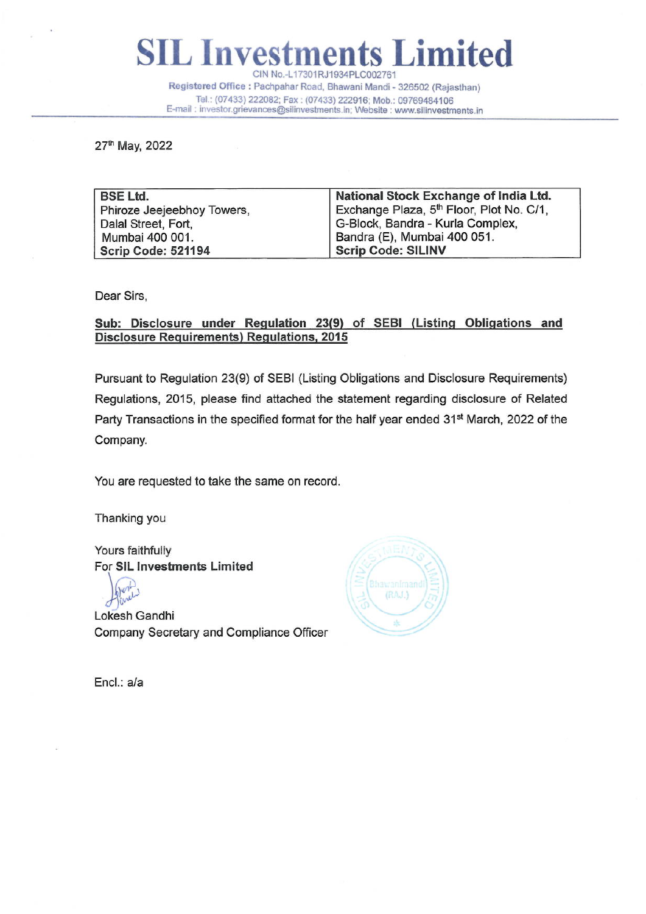# SIL Investments Limited

CIN No.-L17301RJ1934PLC002761
**Registered Office :** Pachpahar Road, Bhawani Mandi - 326502 (Rajasthan)
Tel.: (07433) 222082; Fax : (07433) 222916; Mob.: 09769484106
E-mail : investor.grievances@silinvestments.in; Website : www.silinvestments.in

27th May, 2022

| **BSE Ltd.**<br>Phiroze Jeejeebhoy Towers,<br>Dalal Street, Fort,<br>Mumbai 400 001.<br>**Scrip Code: 521194** | **National Stock Exchange of India Ltd.**<br>Exchange Plaza, 5th Floor, Plot No. C/1,<br>G-Block, Bandra - Kurla Complex,<br>Bandra (E), Mumbai 400 051.<br>**Scrip Code: SILINV** |
|---|---|

Dear Sirs,

**Sub: Disclosure under Regulation 23(9) of SEBI (Listing Obligations and Disclosure Requirements) Regulations, 2015**

Pursuant to Regulation 23(9) of SEBI (Listing Obligations and Disclosure Requirements) Regulations, 2015, please find attached the statement regarding disclosure of Related Party Transactions in the specified format for the half year ended 31st March, 2022 of the Company.

You are requested to take the same on record.

Thanking you

Yours faithfully
For **SIL Investments Limited**

Lokesh Gandhi
Company Secretary and Compliance Officer

Encl.: a/a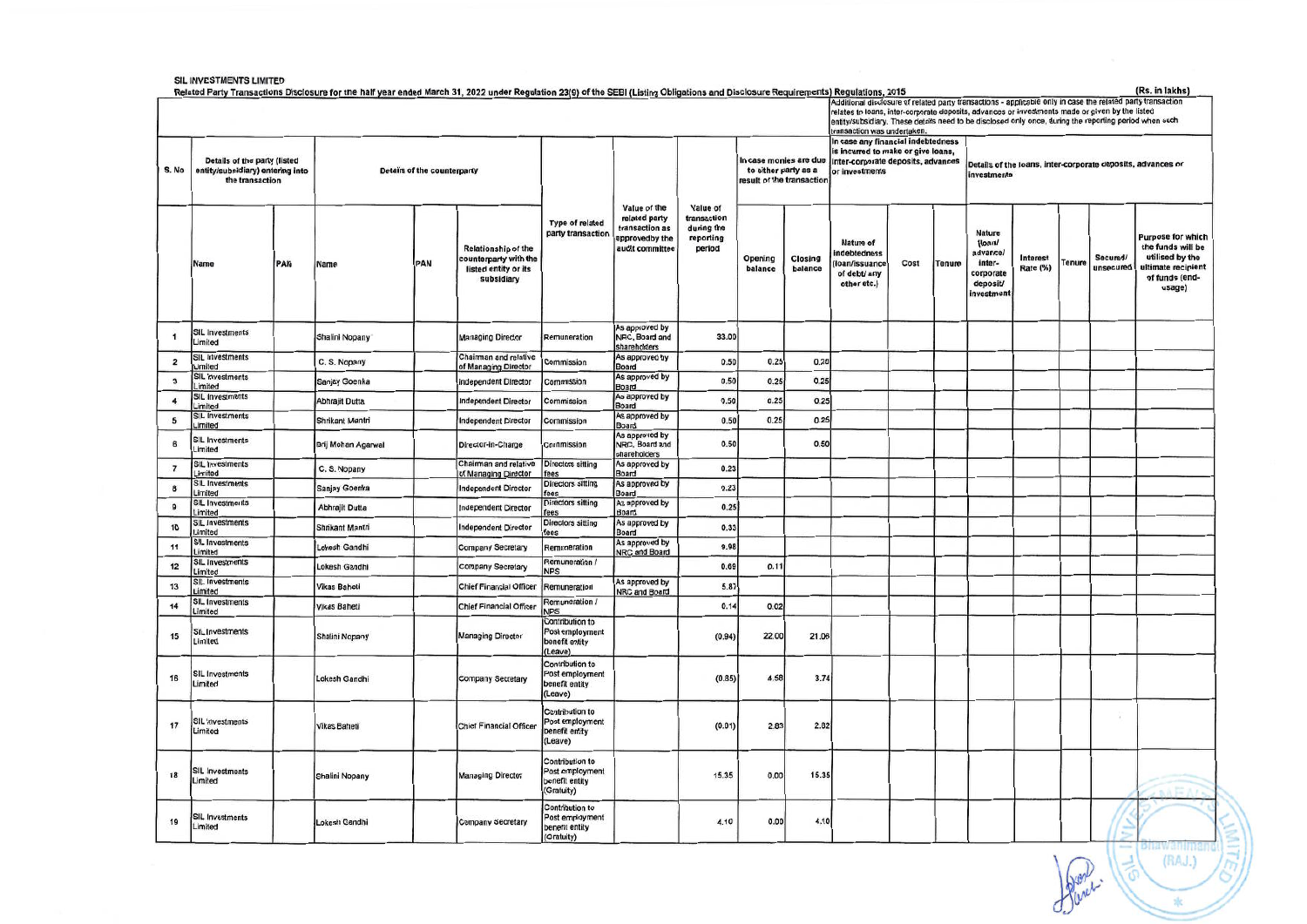SIL INVESTMENTS LIMITED

Related Party Transactions Disclosure for the half year ended March 31, 2022 under Regulation 23(9) of the SEBI (Listing Obligations and Disclosure Requirements) Regulations, 2015

(Rs. in lakhs)

| S. No | Details of the party (listed entity/subsidiary) entering into the transaction | | Details of the counterparty | | | Type of related party transaction | Value of the related party transaction as approved by the audit committee | Value of transaction during the reporting period | In case monies are due to either party as a result of the transaction | | Additional disclosure of related party transactions - applicable only in case the related party transaction relates to loans, inter-corporate deposits, advances or investments made or given by the listed entity/subsidiary. These details need to be disclosed only once, during the reporting period when such transaction was undertaken. In case any financial indebtedness is incurred to make or give loans, inter-corporate deposits, advances or investments | | | Details of the loans, inter-corporate deposits, advances or investments | | | | |
|---|---|---|---|---|---|---|---|---|---|---|---|---|---|---|---|---|---|---|
| | Name | PAN | Name | PAN | Relationship of the counterparty with the listed entity or its subsidiary | | | | Opening balance | Closing balance | Nature of indebtedness (loan/issuance of debt/ any other etc.) | Cost | Tenure | Nature (loan/ advance/ inter-corporate deposit/ investment | Interest Rate (%) | Tenure | Secured/ unsecured | Purpose for which the funds will be utilised by the ultimate recipient of funds (end-usage) |
| 1 | SIL Investments Limited | | Shalini Nopany | | Managing Director | Remuneration | As approved by NRC, Board and shareholders | 33.00 | | | | | | | | | | |
| 2 | SIL Investments Limited | | C. S. Nopany | | Chairman and relative of Managing Director | Commission | As approved by Board | 0.50 | 0.25 | 0.25 | | | | | | | | |
| 3 | SIL Investments Limited | | Sanjay Goenka | | Independent Director | Commission | As approved by Board | 0.50 | 0.25 | 0.25 | | | | | | | | |
| 4 | SIL Investments Limited | | Abhrajit Dutta | | Independent Director | Commission | As approved by Board | 0.50 | 0.25 | 0.25 | | | | | | | | |
| 5 | SIL Investments Limited | | Shrikant Mantri | | Independent Director | Commission | As approved by Board | 0.50 | 0.25 | 0.25 | | | | | | | | |
| 6 | SIL Investments Limited | | Brij Mohan Agarwal | | Director-in-Charge | Commission | As approved by NRC, Board and shareholders | 0.50 | | 0.50 | | | | | | | | |
| 7 | SIL Investments Limited | | C. S. Nopany | | Chairman and relative of Managing Director | Directors sitting fees | As approved by Board | 0.23 | | | | | | | | | | |
| 8 | SIL Investments Limited | | Sanjay Goenka | | Independent Director | Directors sitting fees | As approved by Board | 0.23 | | | | | | | | | | |
| 9 | SIL Investments Limited | | Abhrajit Dutta | | Independent Director | Directors sitting fees | As approved by Board | 0.25 | | | | | | | | | | |
| 10 | SIL Investments Limited | | Shrikant Mantri | | Independent Director | Directors sitting fees | As approved by Board | 0.33 | | | | | | | | | | |
| 11 | SIL Investments Limited | | Lokesh Gandhi | | Company Secretary | Remuneration | As approved by NRC and Board | 9.98 | | | | | | | | | | |
| 12 | SIL Investments Limited | | Lokesh Gandhi | | Company Secretary | Remuneration / NPS | | 0.09 | 0.11 | | | | | | | | | |
| 13 | SIL Investments Limited | | Vikas Baheti | | Chief Financial Officer | Remuneration | As approved by NRC and Board | 5.87 | | | | | | | | | | |
| 14 | SIL Investments Limited | | Vikas Baheti | | Chief Financial Officer | Remuneration / NPS | | 0.14 | 0.02 | | | | | | | | | |
| 15 | SIL Investments Limited | | Shalini Nopany | | Managing Director | Contribution to Post employment benefit entity (Leave) | | (0.94) | 22.00 | 21.06 | | | | | | | | |
| 16 | SIL Investments Limited | | Lokesh Gandhi | | Company Secretary | Contribution to Post employment benefit entity (Leave) | | (0.85) | 4.58 | 3.74 | | | | | | | | |
| 17 | SIL Investments Limited | | Vikas Baheti | | Chief Financial Officer | Contribution to Post employment benefit entity (Leave) | | (0.01) | 2.83 | 2.82 | | | | | | | | |
| 18 | SIL Investments Limited | | Shalini Nopany | | Managing Director | Contribution to Post employment benefit entity (Gratuity) | | 15.35 | 0.00 | 15.35 | | | | | | | | |
| 19 | SIL Investments Limited | | Lokesh Gandhi | | Company Secretary | Contribution to Post employment benefit entity (Gratuity) | | 4.10 | 0.00 | 4.10 | | | | | | | | |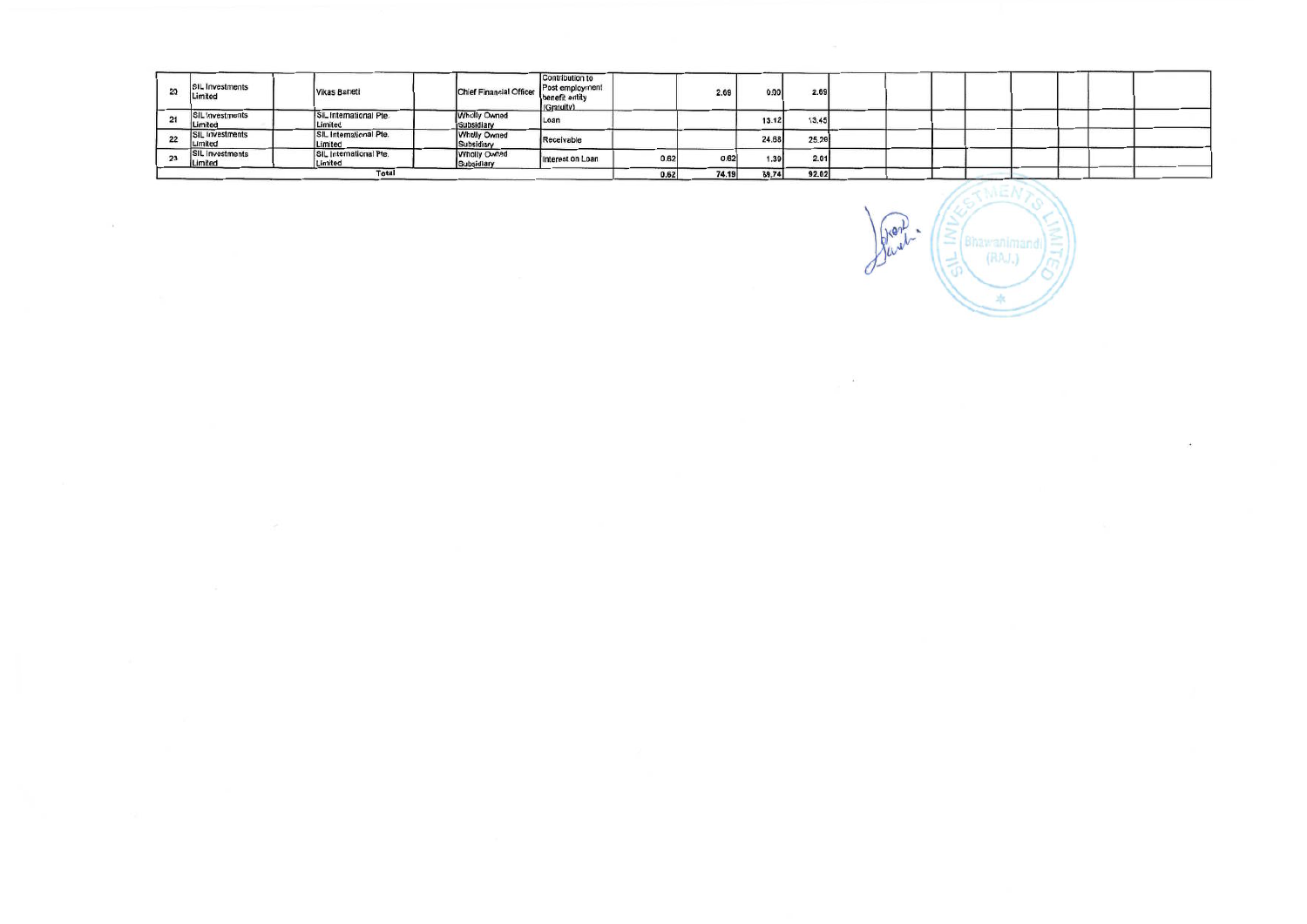| | | | | | | | | | | | | | | | | | | |
|---|---|---|---|---|---|---|---|---|---|---|---|---|---|---|---|---|---|---|
| 20 | SIL Investments Limited | | Vikas Baheti | | Chief Financial Officer | Contribution to Post employment benefit entity (Gratuity) | | 2.69 | 0.00 | 2.69 | | | | | | | | |
| 21 | SIL Investments Limited | | SIL International Pte. Limited | | Wholly Owned Subsidiary | Loan | | | 13.12 | 13.45 | | | | | | | | |
| 22 | SIL Investments Limited | | SIL International Pte. Limited | | Wholly Owned Subsidiary | Receivable | | | 24.68 | 25.29 | | | | | | | | |
| 23 | SIL Investments Limited | | SIL International Pte. Limited | | Wholly Owned Subsidiary | Interest on Loan | 0.62 | 0.62 | 1.39 | 2.01 | | | | | | | | |
| Total | | | | | | | 0.62 | 74.19 | 59.74 | 92.82 | | | | | | | | |